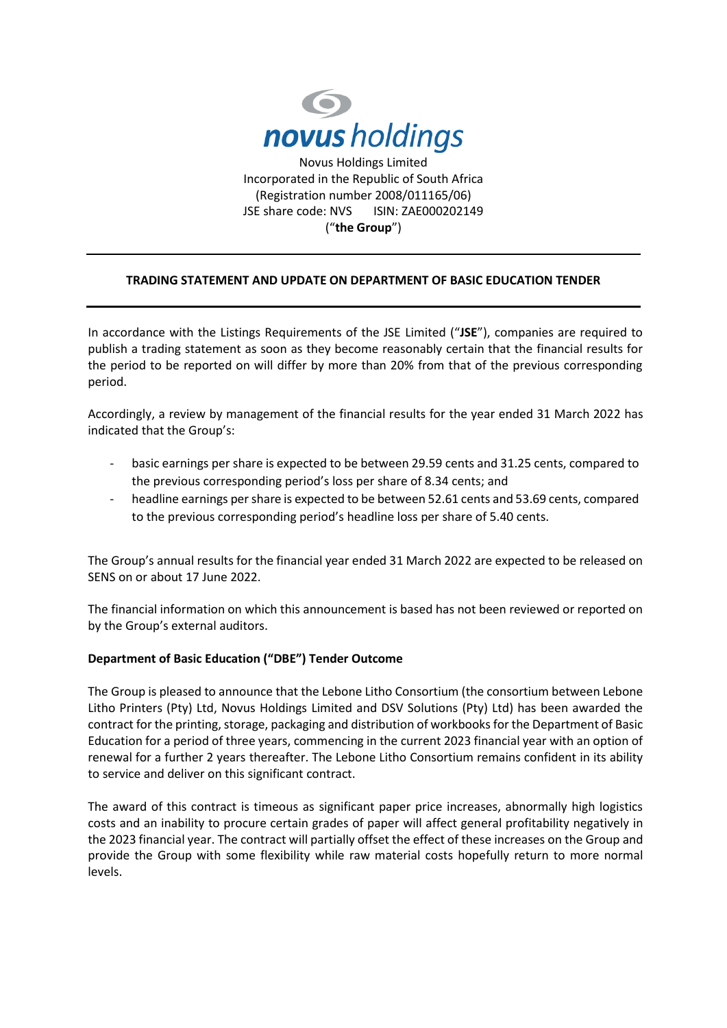Novus Holdings Limited
Incorporated in the Republic of South Africa
(Registration number 2008/011165/06)
JSE share code: NVS ISIN: ZAE000202149
("**the Group**")

## TRADING STATEMENT AND UPDATE ON DEPARTMENT OF BASIC EDUCATION TENDER

In accordance with the Listings Requirements of the JSE Limited ("**JSE**"), companies are required to publish a trading statement as soon as they become reasonably certain that the financial results for the period to be reported on will differ by more than 20% from that of the previous corresponding period.

Accordingly, a review by management of the financial results for the year ended 31 March 2022 has indicated that the Group's:

- basic earnings per share is expected to be between 29.59 cents and 31.25 cents, compared to the previous corresponding period's loss per share of 8.34 cents; and
- headline earnings per share is expected to be between 52.61 cents and 53.69 cents, compared to the previous corresponding period's headline loss per share of 5.40 cents.

The Group's annual results for the financial year ended 31 March 2022 are expected to be released on SENS on or about 17 June 2022.

The financial information on which this announcement is based has not been reviewed or reported on by the Group's external auditors.

**Department of Basic Education ("DBE") Tender Outcome**

The Group is pleased to announce that the Lebone Litho Consortium (the consortium between Lebone Litho Printers (Pty) Ltd, Novus Holdings Limited and DSV Solutions (Pty) Ltd) has been awarded the contract for the printing, storage, packaging and distribution of workbooks for the Department of Basic Education for a period of three years, commencing in the current 2023 financial year with an option of renewal for a further 2 years thereafter. The Lebone Litho Consortium remains confident in its ability to service and deliver on this significant contract.

The award of this contract is timeous as significant paper price increases, abnormally high logistics costs and an inability to procure certain grades of paper will affect general profitability negatively in the 2023 financial year. The contract will partially offset the effect of these increases on the Group and provide the Group with some flexibility while raw material costs hopefully return to more normal levels.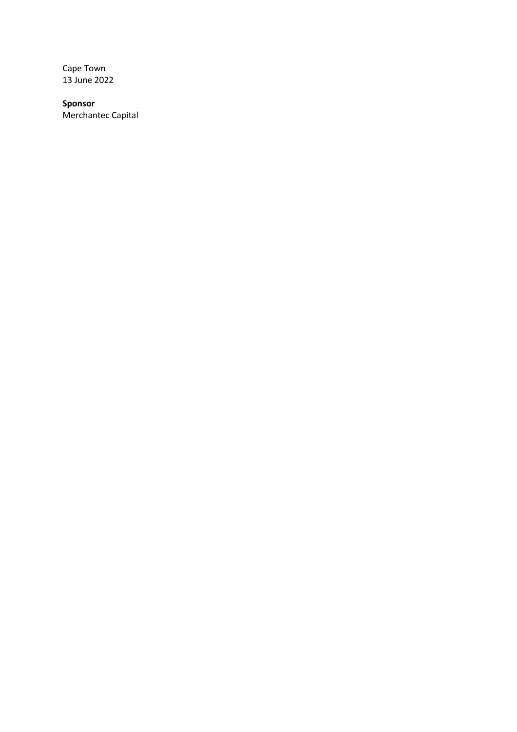Cape Town
13 June 2022

**Sponsor**
Merchantec Capital